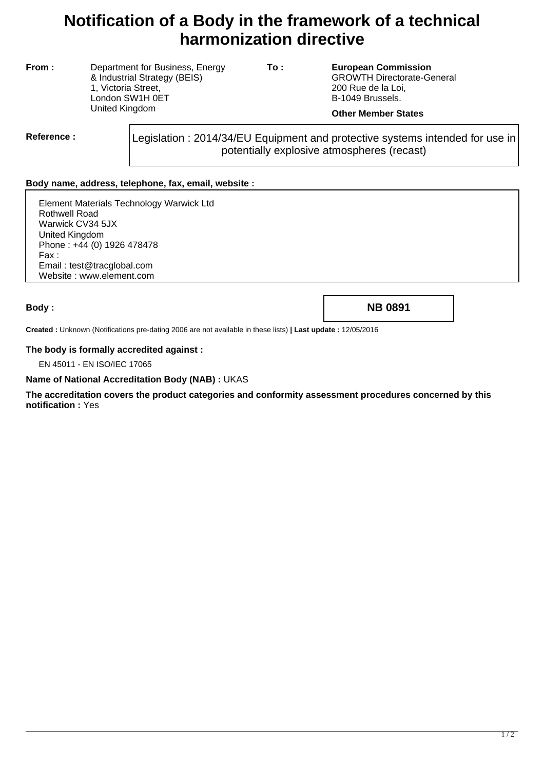# Notification of a Body in the framework of a technical harmonization directive

**From :** Department for Business, Energy & Industrial Strategy (BEIS)
1, Victoria Street,
London SW1H 0ET
United Kingdom

**To :** **European Commission**
GROWTH Directorate-General
200 Rue de la Loi,
B-1049 Brussels.

**Other Member States**

**Reference :** Legislation : 2014/34/EU Equipment and protective systems intended for use in potentially explosive atmospheres (recast)

**Body name, address, telephone, fax, email, website :**

Element Materials Technology Warwick Ltd
Rothwell Road
Warwick CV34 5JX
United Kingdom
Phone : +44 (0) 1926 478478
Fax :
Email : test@tracglobal.com
Website : www.element.com

**Body :** **NB 0891**

**Created :** Unknown (Notifications pre-dating 2006 are not available in these lists) **| Last update :** 12/05/2016

**The body is formally accredited against :**

EN 45011 - EN ISO/IEC 17065

**Name of National Accreditation Body (NAB) :** UKAS

**The accreditation covers the product categories and conformity assessment procedures concerned by this notification :** Yes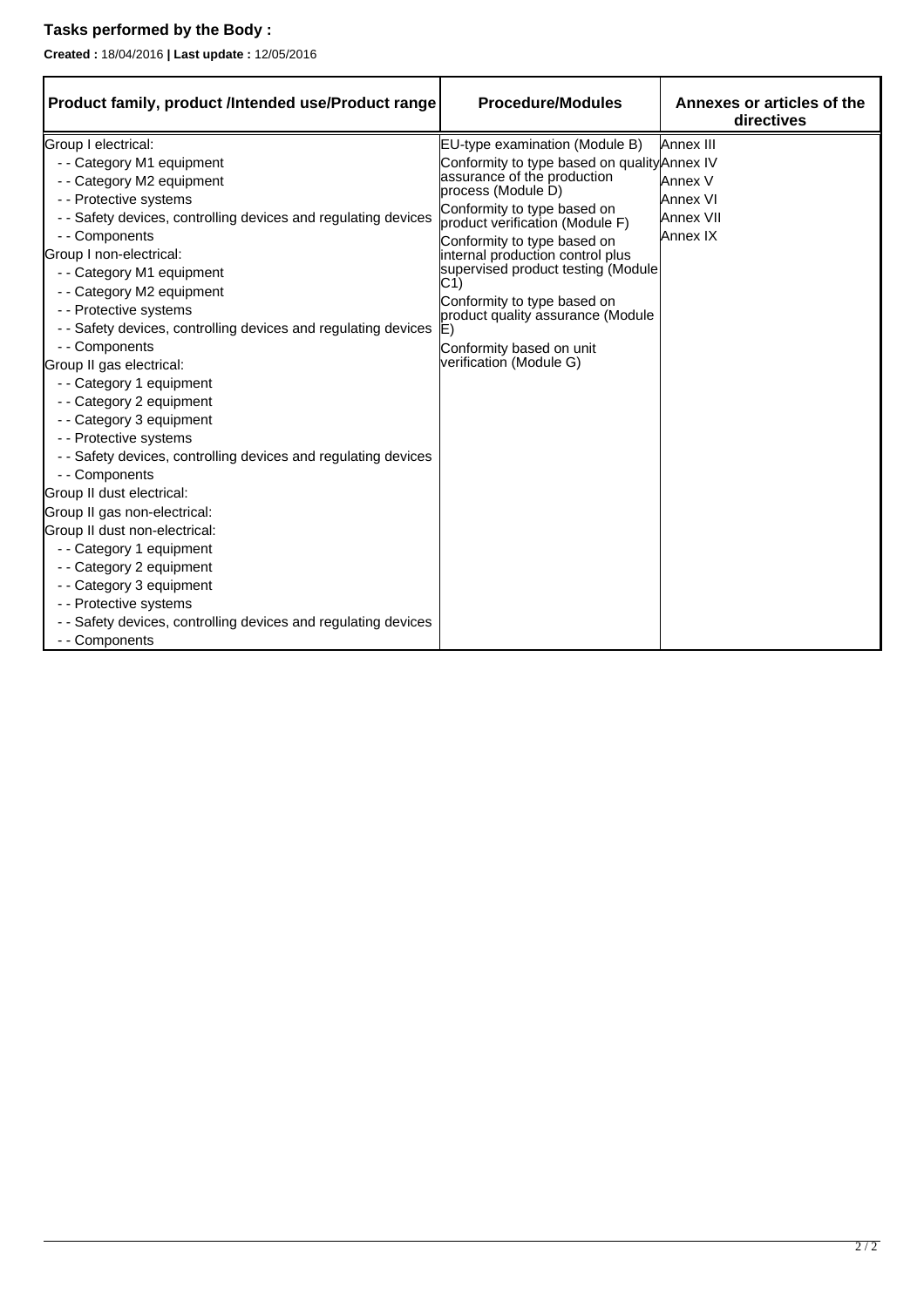**Tasks performed by the Body :**

**Created :** 18/04/2016 **| Last update :** 12/05/2016

| Product family, product /Intended use/Product range | Procedure/Modules | Annexes or articles of the directives |
|---|---|---|
| Group I electrical:<br>- - Category M1 equipment<br>- - Category M2 equipment<br>- - Protective systems<br>- - Safety devices, controlling devices and regulating devices<br>- - Components<br>Group I non-electrical:<br>- - Category M1 equipment<br>- - Category M2 equipment<br>- - Protective systems<br>- - Safety devices, controlling devices and regulating devices<br>- - Components<br>Group II gas electrical:<br>- - Category 1 equipment<br>- - Category 2 equipment<br>- - Category 3 equipment<br>- - Protective systems<br>- - Safety devices, controlling devices and regulating devices<br>- - Components<br>Group II dust electrical:<br>Group II gas non-electrical:<br>Group II dust non-electrical:<br>- - Category 1 equipment<br>- - Category 2 equipment<br>- - Category 3 equipment<br>- - Protective systems<br>- - Safety devices, controlling devices and regulating devices<br>- - Components | EU-type examination (Module B)<br>Conformity to type based on quality assurance of the production process (Module D)<br>Conformity to type based on product verification (Module F)<br>Conformity to type based on internal production control plus supervised product testing (Module C1)<br>Conformity to type based on product quality assurance (Module E)<br>Conformity based on unit verification (Module G) | Annex III<br>Annex IV<br>Annex V<br>Annex VI<br>Annex VII<br>Annex IX |